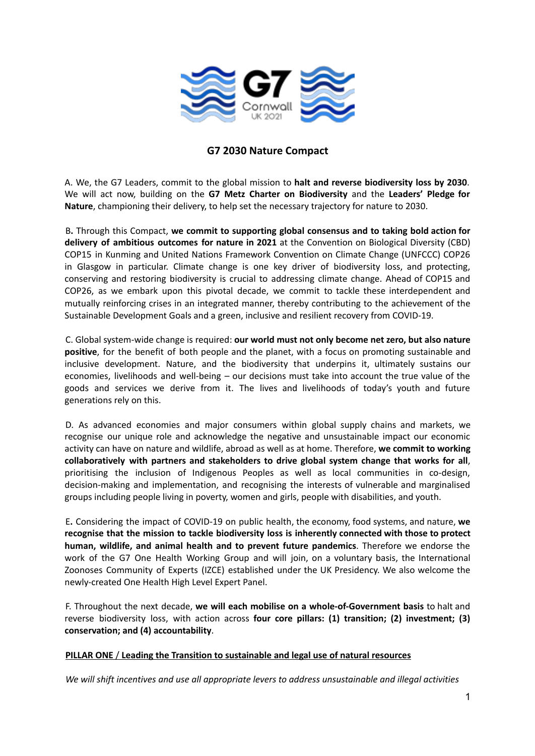# G7 2030 Nature Compact

A. We, the G7 Leaders, commit to the global mission to **halt and reverse biodiversity loss by 2030**. We will act now, building on the **G7 Metz Charter on Biodiversity** and the **Leaders' Pledge for Nature**, championing their delivery, to help set the necessary trajectory for nature to 2030.

B**.** Through this Compact, **we commit to supporting global consensus and to taking bold action for delivery of ambitious outcomes for nature in 2021** at the Convention on Biological Diversity (CBD) COP15 in Kunming and United Nations Framework Convention on Climate Change (UNFCCC) COP26 in Glasgow in particular. Climate change is one key driver of biodiversity loss, and protecting, conserving and restoring biodiversity is crucial to addressing climate change. Ahead of COP15 and COP26, as we embark upon this pivotal decade, we commit to tackle these interdependent and mutually reinforcing crises in an integrated manner, thereby contributing to the achievement of the Sustainable Development Goals and a green, inclusive and resilient recovery from COVID-19.

C. Global system-wide change is required: **our world must not only become net zero, but also nature positive**, for the benefit of both people and the planet, with a focus on promoting sustainable and inclusive development. Nature, and the biodiversity that underpins it, ultimately sustains our economies, livelihoods and well-being – our decisions must take into account the true value of the goods and services we derive from it. The lives and livelihoods of today's youth and future generations rely on this.

D. As advanced economies and major consumers within global supply chains and markets, we recognise our unique role and acknowledge the negative and unsustainable impact our economic activity can have on nature and wildlife, abroad as well as at home. Therefore, **we commit to working collaboratively with partners and stakeholders to drive global system change that works for all**, prioritising the inclusion of Indigenous Peoples as well as local communities in co-design, decision-making and implementation, and recognising the interests of vulnerable and marginalised groups including people living in poverty, women and girls, people with disabilities, and youth.

E**.** Considering the impact of COVID-19 on public health, the economy, food systems, and nature, **we recognise that the mission to tackle biodiversity loss is inherently connected with those to protect human, wildlife, and animal health and to prevent future pandemics**. Therefore we endorse the work of the G7 One Health Working Group and will join, on a voluntary basis, the International Zoonoses Community of Experts (IZCE) established under the UK Presidency. We also welcome the newly-created One Health High Level Expert Panel.

F. Throughout the next decade, **we will each mobilise on a whole-of-Government basis** to halt and reverse biodiversity loss, with action across **four core pillars: (1) transition; (2) investment; (3) conservation; and (4) accountability**.

## PILLAR ONE / Leading the Transition to sustainable and legal use of natural resources

*We will shift incentives and use all appropriate levers to address unsustainable and illegal activities*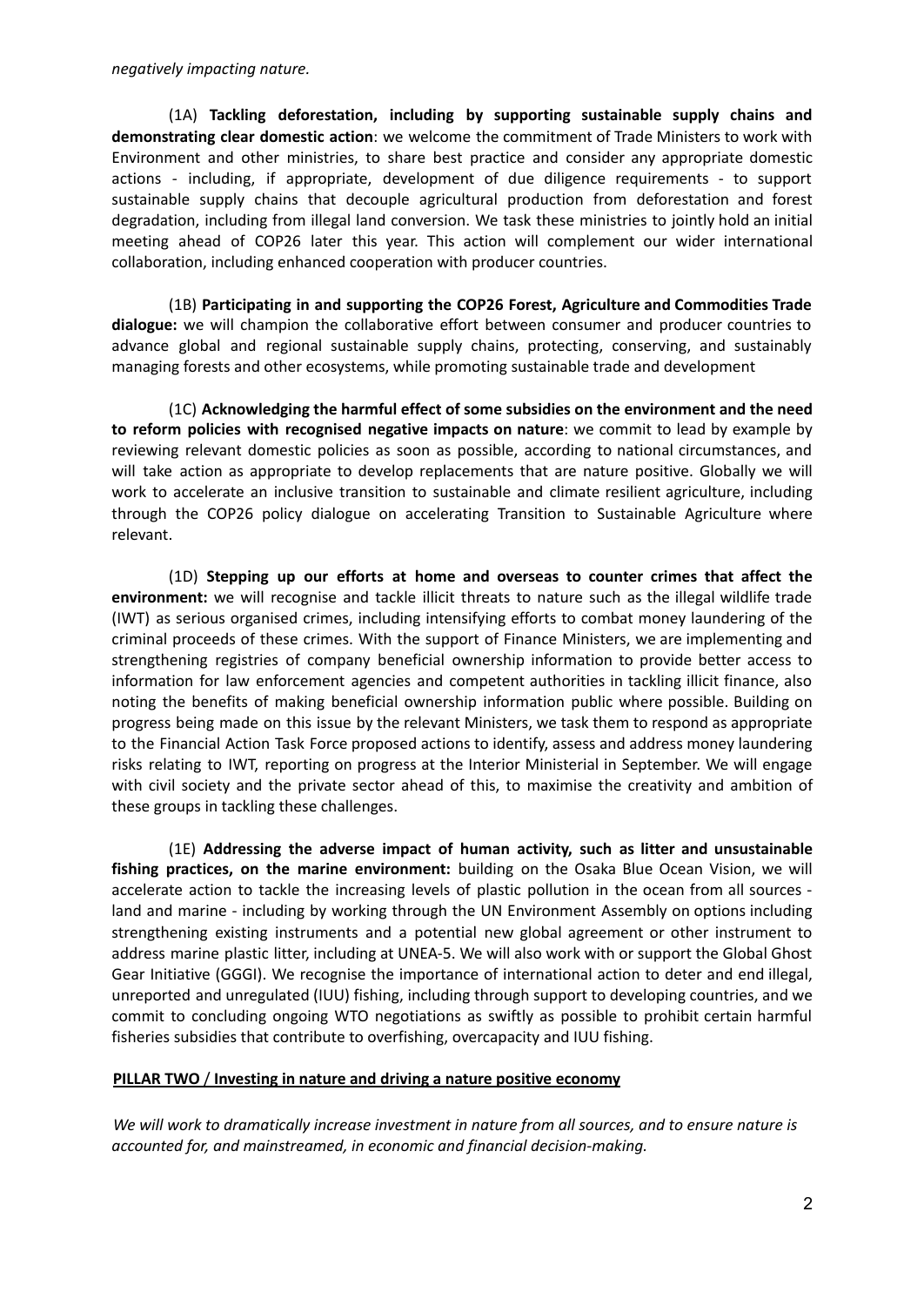*negatively impacting nature.*

(1A) **Tackling deforestation, including by supporting sustainable supply chains and demonstrating clear domestic action**: we welcome the commitment of Trade Ministers to work with Environment and other ministries, to share best practice and consider any appropriate domestic actions - including, if appropriate, development of due diligence requirements - to support sustainable supply chains that decouple agricultural production from deforestation and forest degradation, including from illegal land conversion. We task these ministries to jointly hold an initial meeting ahead of COP26 later this year. This action will complement our wider international collaboration, including enhanced cooperation with producer countries.

(1B) **Participating in and supporting the COP26 Forest, Agriculture and Commodities Trade dialogue:** we will champion the collaborative effort between consumer and producer countries to advance global and regional sustainable supply chains, protecting, conserving, and sustainably managing forests and other ecosystems, while promoting sustainable trade and development

(1C) **Acknowledging the harmful effect of some subsidies on the environment and the need to reform policies with recognised negative impacts on nature**: we commit to lead by example by reviewing relevant domestic policies as soon as possible, according to national circumstances, and will take action as appropriate to develop replacements that are nature positive. Globally we will work to accelerate an inclusive transition to sustainable and climate resilient agriculture, including through the COP26 policy dialogue on accelerating Transition to Sustainable Agriculture where relevant.

(1D) **Stepping up our efforts at home and overseas to counter crimes that affect the environment:** we will recognise and tackle illicit threats to nature such as the illegal wildlife trade (IWT) as serious organised crimes, including intensifying efforts to combat money laundering of the criminal proceeds of these crimes. With the support of Finance Ministers, we are implementing and strengthening registries of company beneficial ownership information to provide better access to information for law enforcement agencies and competent authorities in tackling illicit finance, also noting the benefits of making beneficial ownership information public where possible. Building on progress being made on this issue by the relevant Ministers, we task them to respond as appropriate to the Financial Action Task Force proposed actions to identify, assess and address money laundering risks relating to IWT, reporting on progress at the Interior Ministerial in September. We will engage with civil society and the private sector ahead of this, to maximise the creativity and ambition of these groups in tackling these challenges.

(1E) **Addressing the adverse impact of human activity, such as litter and unsustainable fishing practices, on the marine environment:** building on the Osaka Blue Ocean Vision, we will accelerate action to tackle the increasing levels of plastic pollution in the ocean from all sources - land and marine - including by working through the UN Environment Assembly on options including strengthening existing instruments and a potential new global agreement or other instrument to address marine plastic litter, including at UNEA-5. We will also work with or support the Global Ghost Gear Initiative (GGGI). We recognise the importance of international action to deter and end illegal, unreported and unregulated (IUU) fishing, including through support to developing countries, and we commit to concluding ongoing WTO negotiations as swiftly as possible to prohibit certain harmful fisheries subsidies that contribute to overfishing, overcapacity and IUU fishing.

## PILLAR TWO / Investing in nature and driving a nature positive economy

*We will work to dramatically increase investment in nature from all sources, and to ensure nature is accounted for, and mainstreamed, in economic and financial decision-making.*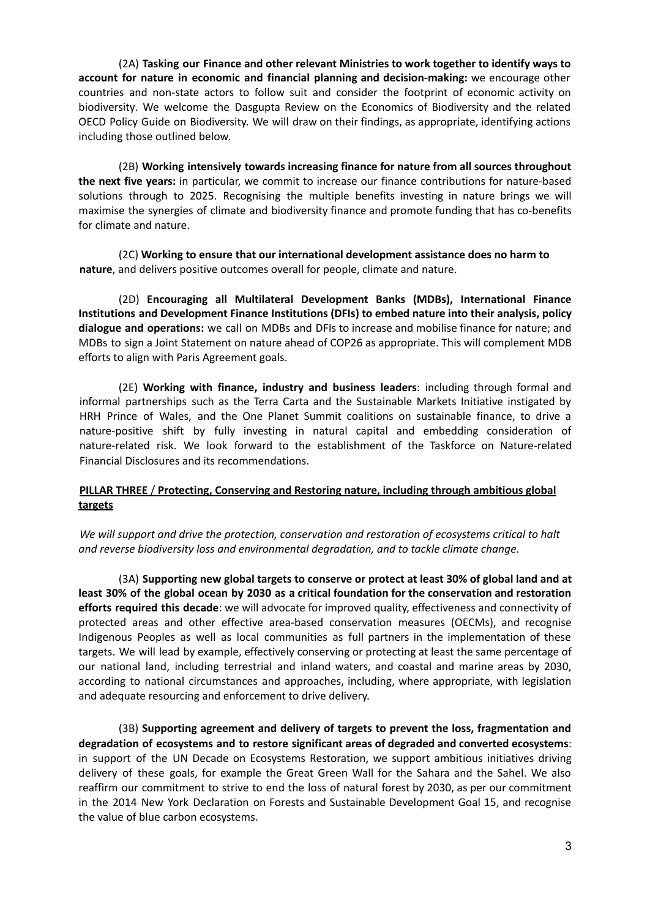(2A) **Tasking our Finance and other relevant Ministries to work together to identify ways to account for nature in economic and financial planning and decision-making:** we encourage other countries and non-state actors to follow suit and consider the footprint of economic activity on biodiversity. We welcome the Dasgupta Review on the Economics of Biodiversity and the related OECD Policy Guide on Biodiversity. We will draw on their findings, as appropriate, identifying actions including those outlined below.

(2B) **Working intensively towards increasing finance for nature from all sources throughout the next five years:** in particular, we commit to increase our finance contributions for nature-based solutions through to 2025. Recognising the multiple benefits investing in nature brings we will maximise the synergies of climate and biodiversity finance and promote funding that has co-benefits for climate and nature.

(2C) **Working to ensure that our international development assistance does no harm to nature**, and delivers positive outcomes overall for people, climate and nature.

(2D) **Encouraging all Multilateral Development Banks (MDBs), International Finance Institutions and Development Finance Institutions (DFIs) to embed nature into their analysis, policy dialogue and operations:** we call on MDBs and DFIs to increase and mobilise finance for nature; and MDBs to sign a Joint Statement on nature ahead of COP26 as appropriate. This will complement MDB efforts to align with Paris Agreement goals.

(2E) **Working with finance, industry and business leaders**: including through formal and informal partnerships such as the Terra Carta and the Sustainable Markets Initiative instigated by HRH Prince of Wales, and the One Planet Summit coalitions on sustainable finance, to drive a nature-positive shift by fully investing in natural capital and embedding consideration of nature-related risk. We look forward to the establishment of the Taskforce on Nature-related Financial Disclosures and its recommendations.

## PILLAR THREE / Protecting, Conserving and Restoring nature, including through ambitious global targets

*We will support and drive the protection, conservation and restoration of ecosystems critical to halt and reverse biodiversity loss and environmental degradation, and to tackle climate change.*

(3A) **Supporting new global targets to conserve or protect at least 30% of global land and at least 30% of the global ocean by 2030 as a critical foundation for the conservation and restoration efforts required this decade**: we will advocate for improved quality, effectiveness and connectivity of protected areas and other effective area-based conservation measures (OECMs), and recognise Indigenous Peoples as well as local communities as full partners in the implementation of these targets. We will lead by example, effectively conserving or protecting at least the same percentage of our national land, including terrestrial and inland waters, and coastal and marine areas by 2030, according to national circumstances and approaches, including, where appropriate, with legislation and adequate resourcing and enforcement to drive delivery.

(3B) **Supporting agreement and delivery of targets to prevent the loss, fragmentation and degradation of ecosystems and to restore significant areas of degraded and converted ecosystems**: in support of the UN Decade on Ecosystems Restoration, we support ambitious initiatives driving delivery of these goals, for example the Great Green Wall for the Sahara and the Sahel. We also reaffirm our commitment to strive to end the loss of natural forest by 2030, as per our commitment in the 2014 New York Declaration on Forests and Sustainable Development Goal 15, and recognise the value of blue carbon ecosystems.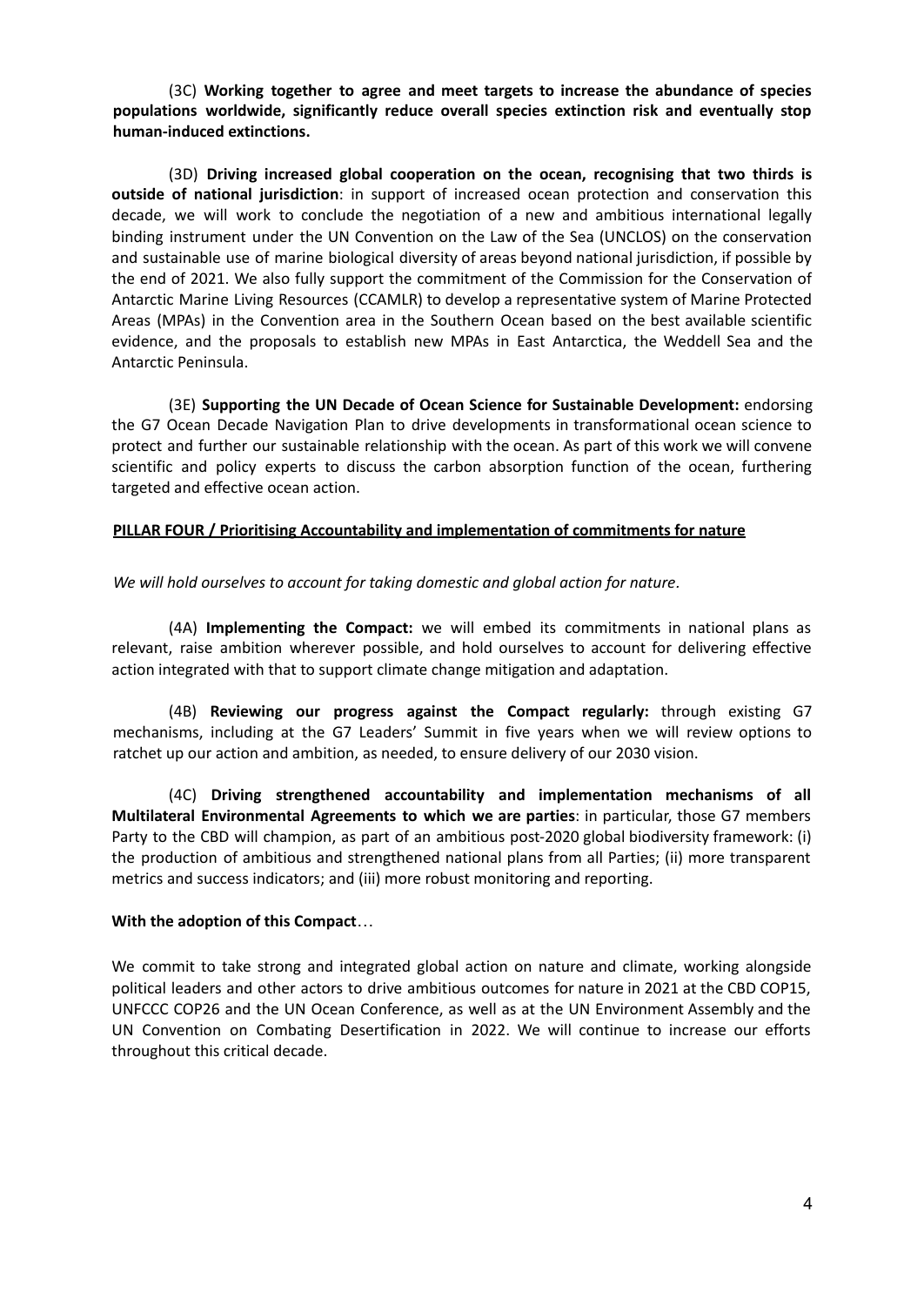(3C) **Working together to agree and meet targets to increase the abundance of species populations worldwide, significantly reduce overall species extinction risk and eventually stop human-induced extinctions.**

(3D) **Driving increased global cooperation on the ocean, recognising that two thirds is outside of national jurisdiction**: in support of increased ocean protection and conservation this decade, we will work to conclude the negotiation of a new and ambitious international legally binding instrument under the UN Convention on the Law of the Sea (UNCLOS) on the conservation and sustainable use of marine biological diversity of areas beyond national jurisdiction, if possible by the end of 2021. We also fully support the commitment of the Commission for the Conservation of Antarctic Marine Living Resources (CCAMLR) to develop a representative system of Marine Protected Areas (MPAs) in the Convention area in the Southern Ocean based on the best available scientific evidence, and the proposals to establish new MPAs in East Antarctica, the Weddell Sea and the Antarctic Peninsula.

(3E) **Supporting the UN Decade of Ocean Science for Sustainable Development:** endorsing the G7 Ocean Decade Navigation Plan to drive developments in transformational ocean science to protect and further our sustainable relationship with the ocean. As part of this work we will convene scientific and policy experts to discuss the carbon absorption function of the ocean, furthering targeted and effective ocean action.

## PILLAR FOUR / Prioritising Accountability and implementation of commitments for nature

*We will hold ourselves to account for taking domestic and global action for nature.*

(4A) **Implementing the Compact:** we will embed its commitments in national plans as relevant, raise ambition wherever possible, and hold ourselves to account for delivering effective action integrated with that to support climate change mitigation and adaptation.

(4B) **Reviewing our progress against the Compact regularly:** through existing G7 mechanisms, including at the G7 Leaders' Summit in five years when we will review options to ratchet up our action and ambition, as needed, to ensure delivery of our 2030 vision.

(4C) **Driving strengthened accountability and implementation mechanisms of all Multilateral Environmental Agreements to which we are parties**: in particular, those G7 members Party to the CBD will champion, as part of an ambitious post-2020 global biodiversity framework: (i) the production of ambitious and strengthened national plans from all Parties; (ii) more transparent metrics and success indicators; and (iii) more robust monitoring and reporting.

**With the adoption of this Compact**…

We commit to take strong and integrated global action on nature and climate, working alongside political leaders and other actors to drive ambitious outcomes for nature in 2021 at the CBD COP15, UNFCCC COP26 and the UN Ocean Conference, as well as at the UN Environment Assembly and the UN Convention on Combating Desertification in 2022. We will continue to increase our efforts throughout this critical decade.